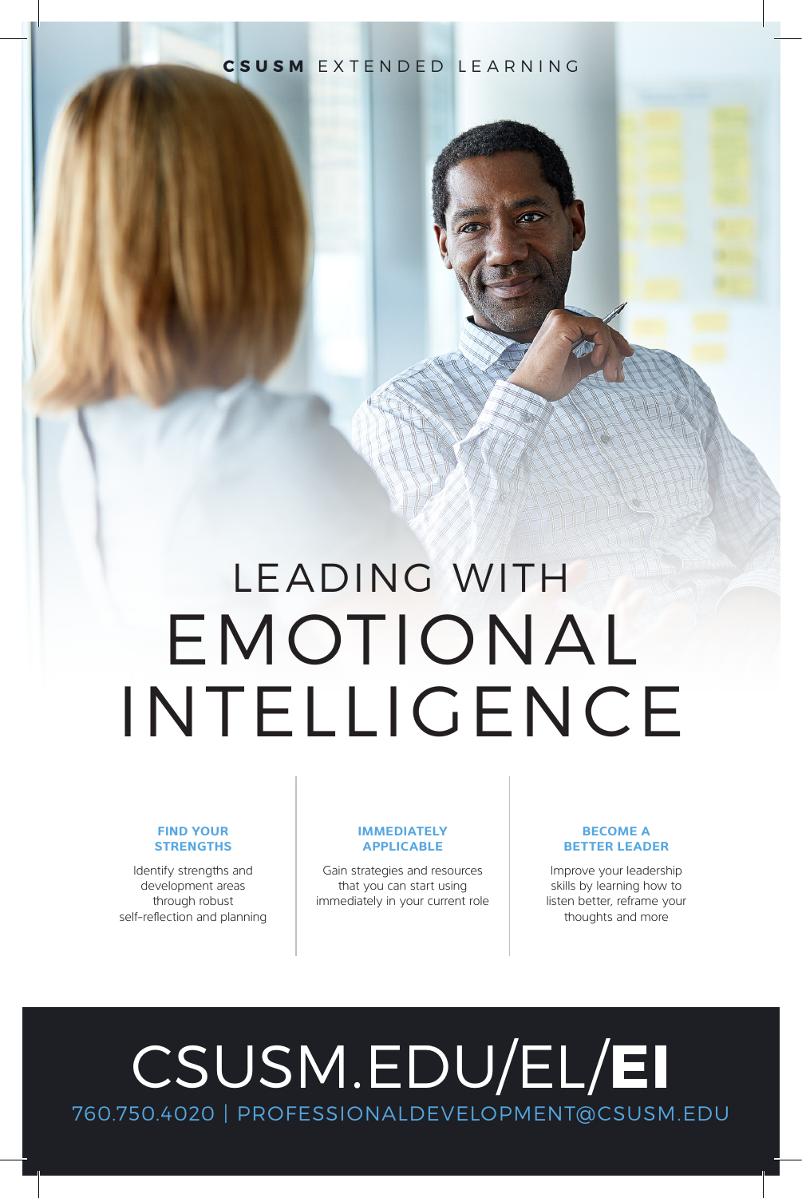**CSUSM** EXTENDED LEARNING

# LEADING WITH EMOTIONAL INTELLIGENCE

**FIND YOUR STRENGTHS**

Identify strengths and development areas through robust self-reflection and planning

**IMMEDIATELY APPLICABLE**

Gain strategies and resources that you can start using immediately in your current role

**BECOME A BETTER LEADER**

Improve your leadership skills by learning how to listen better, reframe your thoughts and more

## CSUSM.EDU/EL/**EI**

760.750.4020 | PROFESSIONALDEVELOPMENT@CSUSM.EDU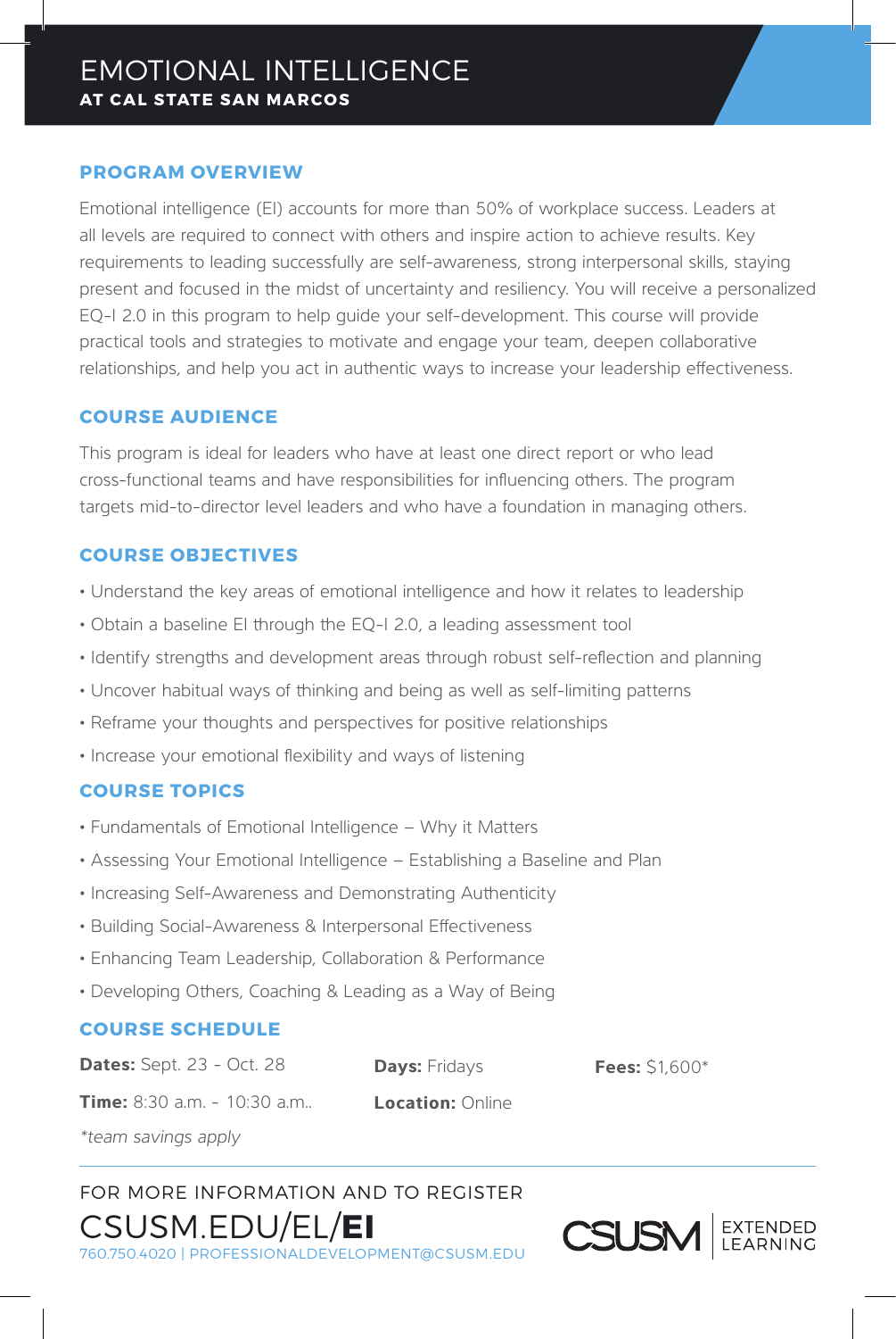# EMOTIONAL INTELLIGENCE

**AT CAL STATE SAN MARCOS**

## PROGRAM OVERVIEW

Emotional intelligence (EI) accounts for more than 50% of workplace success. Leaders at all levels are required to connect with others and inspire action to achieve results. Key requirements to leading successfully are self-awareness, strong interpersonal skills, staying present and focused in the midst of uncertainty and resiliency. You will receive a personalized EQ-I 2.0 in this program to help guide your self-development. This course will provide practical tools and strategies to motivate and engage your team, deepen collaborative relationships, and help you act in authentic ways to increase your leadership effectiveness.

## COURSE AUDIENCE

This program is ideal for leaders who have at least one direct report or who lead cross-functional teams and have responsibilities for influencing others. The program targets mid-to-director level leaders and who have a foundation in managing others.

## COURSE OBJECTIVES

- Understand the key areas of emotional intelligence and how it relates to leadership
- Obtain a baseline EI through the EQ-I 2.0, a leading assessment tool
- Identify strengths and development areas through robust self-reflection and planning
- Uncover habitual ways of thinking and being as well as self-limiting patterns
- Reframe your thoughts and perspectives for positive relationships
- Increase your emotional flexibility and ways of listening

## COURSE TOPICS

- Fundamentals of Emotional Intelligence – Why it Matters
- Assessing Your Emotional Intelligence – Establishing a Baseline and Plan
- Increasing Self-Awareness and Demonstrating Authenticity
- Building Social-Awareness & Interpersonal Effectiveness
- Enhancing Team Leadership, Collaboration & Performance
- Developing Others, Coaching & Leading as a Way of Being

## COURSE SCHEDULE

**Dates:** Sept. 23 - Oct. 28

**Days:** Fridays

**Fees:** $1,600*

**Time:** 8:30 a.m. - 10:30 a.m..

**Location:** Online

*\*team savings apply*

FOR MORE INFORMATION AND TO REGISTER

CSUSM.EDU/EL/**EI**

760.750.4020 | PROFESSIONALDEVELOPMENT@CSUSM.EDU

CSUSM | EXTENDED LEARNING